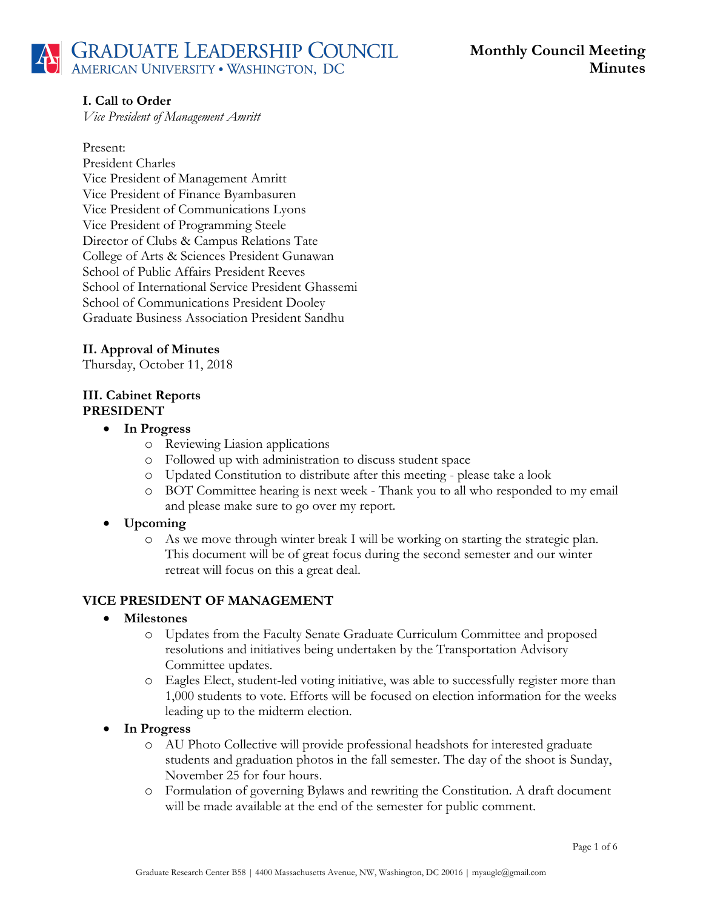# Graduate Leadership Council
American University • Washington, DC

**Monthly Council Meeting Minutes**

## I. Call to Order

*Vice President of Management Amritt*

Present:
President Charles
Vice President of Management Amritt
Vice President of Finance Byambasuren
Vice President of Communications Lyons
Vice President of Programming Steele
Director of Clubs & Campus Relations Tate
College of Arts & Sciences President Gunawan
School of Public Affairs President Reeves
School of International Service President Ghassemi
School of Communications President Dooley
Graduate Business Association President Sandhu

## II. Approval of Minutes

Thursday, October 11, 2018

## III. Cabinet Reports

### PRESIDENT

- **In Progress**
  - Reviewing Liasion applications
  - Followed up with administration to discuss student space
  - Updated Constitution to distribute after this meeting - please take a look
  - BOT Committee hearing is next week - Thank you to all who responded to my email and please make sure to go over my report.
- **Upcoming**
  - As we move through winter break I will be working on starting the strategic plan. This document will be of great focus during the second semester and our winter retreat will focus on this a great deal.

### VICE PRESIDENT OF MANAGEMENT

- **Milestones**
  - Updates from the Faculty Senate Graduate Curriculum Committee and proposed resolutions and initiatives being undertaken by the Transportation Advisory Committee updates.
  - Eagles Elect, student-led voting initiative, was able to successfully register more than 1,000 students to vote. Efforts will be focused on election information for the weeks leading up to the midterm election.
- **In Progress**
  - AU Photo Collective will provide professional headshots for interested graduate students and graduation photos in the fall semester. The day of the shoot is Sunday, November 25 for four hours.
  - Formulation of governing Bylaws and rewriting the Constitution. A draft document will be made available at the end of the semester for public comment.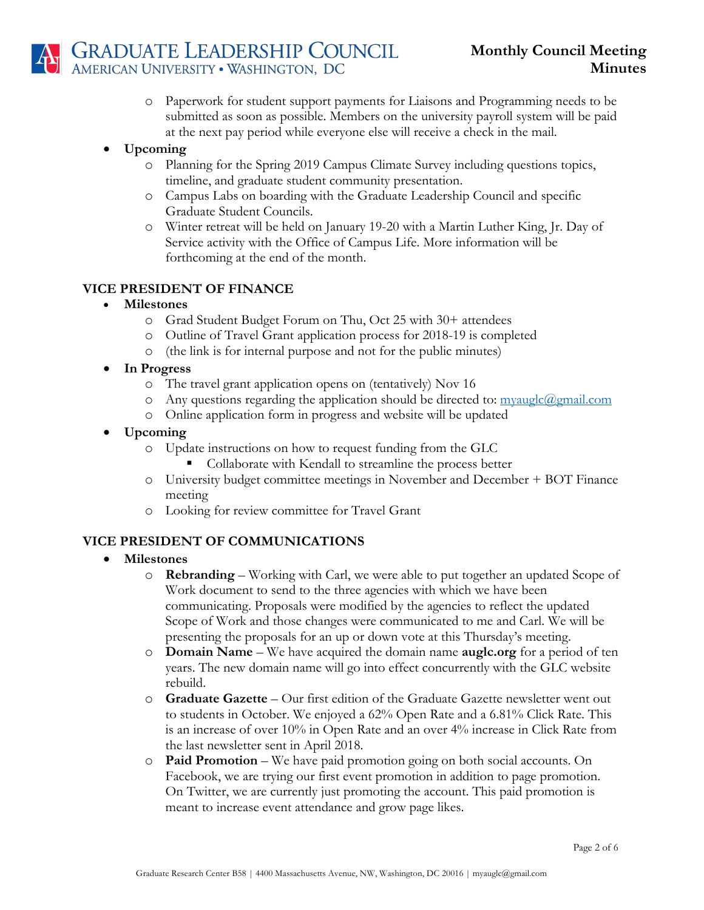- Paperwork for student support payments for Liaisons and Programming needs to be submitted as soon as possible. Members on the university payroll system will be paid at the next pay period while everyone else will receive a check in the mail.

- **Upcoming**
  - Planning for the Spring 2019 Campus Climate Survey including questions topics, timeline, and graduate student community presentation.
  - Campus Labs on boarding with the Graduate Leadership Council and specific Graduate Student Councils.
  - Winter retreat will be held on January 19-20 with a Martin Luther King, Jr. Day of Service activity with the Office of Campus Life. More information will be forthcoming at the end of the month.

## VICE PRESIDENT OF FINANCE

- **Milestones**
  - Grad Student Budget Forum on Thu, Oct 25 with 30+ attendees
  - Outline of Travel Grant application process for 2018-19 is completed
  - (the link is for internal purpose and not for the public minutes)
- **In Progress**
  - The travel grant application opens on (tentatively) Nov 16
  - Any questions regarding the application should be directed to: myauglc@gmail.com
  - Online application form in progress and website will be updated
- **Upcoming**
  - Update instructions on how to request funding from the GLC
    - Collaborate with Kendall to streamline the process better
  - University budget committee meetings in November and December + BOT Finance meeting
  - Looking for review committee for Travel Grant

## VICE PRESIDENT OF COMMUNICATIONS

- **Milestones**
  - **Rebranding** – Working with Carl, we were able to put together an updated Scope of Work document to send to the three agencies with which we have been communicating. Proposals were modified by the agencies to reflect the updated Scope of Work and those changes were communicated to me and Carl. We will be presenting the proposals for an up or down vote at this Thursday's meeting.
  - **Domain Name** – We have acquired the domain name **auglc.org** for a period of ten years. The new domain name will go into effect concurrently with the GLC website rebuild.
  - **Graduate Gazette** – Our first edition of the Graduate Gazette newsletter went out to students in October. We enjoyed a 62% Open Rate and a 6.81% Click Rate. This is an increase of over 10% in Open Rate and an over 4% increase in Click Rate from the last newsletter sent in April 2018.
  - **Paid Promotion** – We have paid promotion going on both social accounts. On Facebook, we are trying our first event promotion in addition to page promotion. On Twitter, we are currently just promoting the account. This paid promotion is meant to increase event attendance and grow page likes.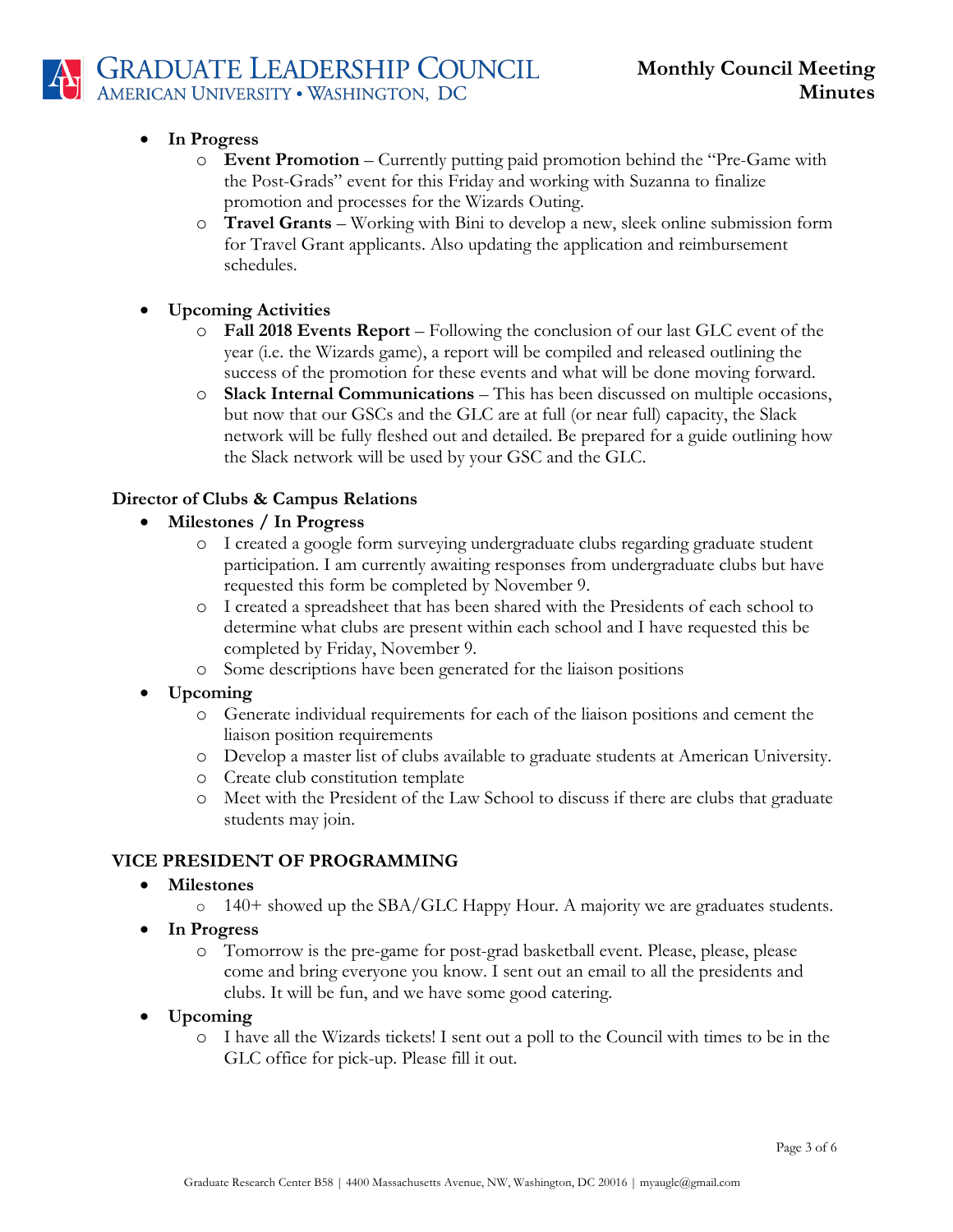- **In Progress**
  - **Event Promotion** – Currently putting paid promotion behind the "Pre-Game with the Post-Grads" event for this Friday and working with Suzanna to finalize promotion and processes for the Wizards Outing.
  - **Travel Grants** – Working with Bini to develop a new, sleek online submission form for Travel Grant applicants. Also updating the application and reimbursement schedules.

- **Upcoming Activities**
  - **Fall 2018 Events Report** – Following the conclusion of our last GLC event of the year (i.e. the Wizards game), a report will be compiled and released outlining the success of the promotion for these events and what will be done moving forward.
  - **Slack Internal Communications** – This has been discussed on multiple occasions, but now that our GSCs and the GLC are at full (or near full) capacity, the Slack network will be fully fleshed out and detailed. Be prepared for a guide outlining how the Slack network will be used by your GSC and the GLC.

### Director of Clubs & Campus Relations

- **Milestones / In Progress**
  - I created a google form surveying undergraduate clubs regarding graduate student participation. I am currently awaiting responses from undergraduate clubs but have requested this form be completed by November 9.
  - I created a spreadsheet that has been shared with the Presidents of each school to determine what clubs are present within each school and I have requested this be completed by Friday, November 9.
  - Some descriptions have been generated for the liaison positions
- **Upcoming**
  - Generate individual requirements for each of the liaison positions and cement the liaison position requirements
  - Develop a master list of clubs available to graduate students at American University.
  - Create club constitution template
  - Meet with the President of the Law School to discuss if there are clubs that graduate students may join.

### VICE PRESIDENT OF PROGRAMMING

- **Milestones**
  - 140+ showed up the SBA/GLC Happy Hour. A majority we are graduates students.
- **In Progress**
  - Tomorrow is the pre-game for post-grad basketball event. Please, please, please come and bring everyone you know. I sent out an email to all the presidents and clubs. It will be fun, and we have some good catering.
- **Upcoming**
  - I have all the Wizards tickets! I sent out a poll to the Council with times to be in the GLC office for pick-up. Please fill it out.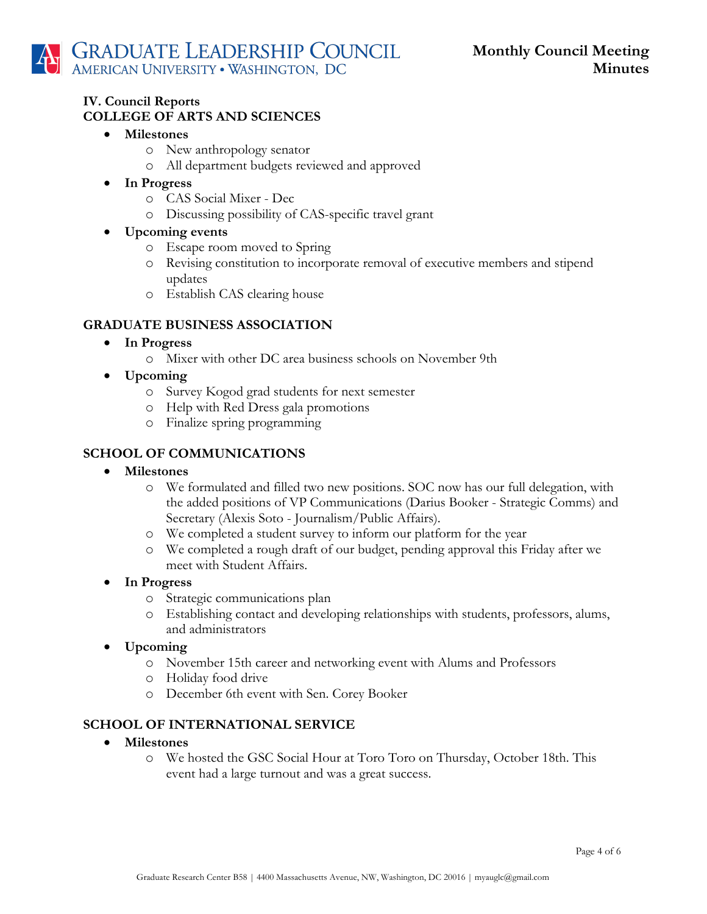## IV. Council Reports

### COLLEGE OF ARTS AND SCIENCES

- **Milestones**
  - New anthropology senator
  - All department budgets reviewed and approved
- **In Progress**
  - CAS Social Mixer - Dec
  - Discussing possibility of CAS-specific travel grant
- **Upcoming events**
  - Escape room moved to Spring
  - Revising constitution to incorporate removal of executive members and stipend updates
  - Establish CAS clearing house

### GRADUATE BUSINESS ASSOCIATION

- **In Progress**
  - Mixer with other DC area business schools on November 9th
- **Upcoming**
  - Survey Kogod grad students for next semester
  - Help with Red Dress gala promotions
  - Finalize spring programming

### SCHOOL OF COMMUNICATIONS

- **Milestones**
  - We formulated and filled two new positions. SOC now has our full delegation, with the added positions of VP Communications (Darius Booker - Strategic Comms) and Secretary (Alexis Soto - Journalism/Public Affairs).
  - We completed a student survey to inform our platform for the year
  - We completed a rough draft of our budget, pending approval this Friday after we meet with Student Affairs.
- **In Progress**
  - Strategic communications plan
  - Establishing contact and developing relationships with students, professors, alums, and administrators
- **Upcoming**
  - November 15th career and networking event with Alums and Professors
  - Holiday food drive
  - December 6th event with Sen. Corey Booker

### SCHOOL OF INTERNATIONAL SERVICE

- **Milestones**
  - We hosted the GSC Social Hour at Toro Toro on Thursday, October 18th. This event had a large turnout and was a great success.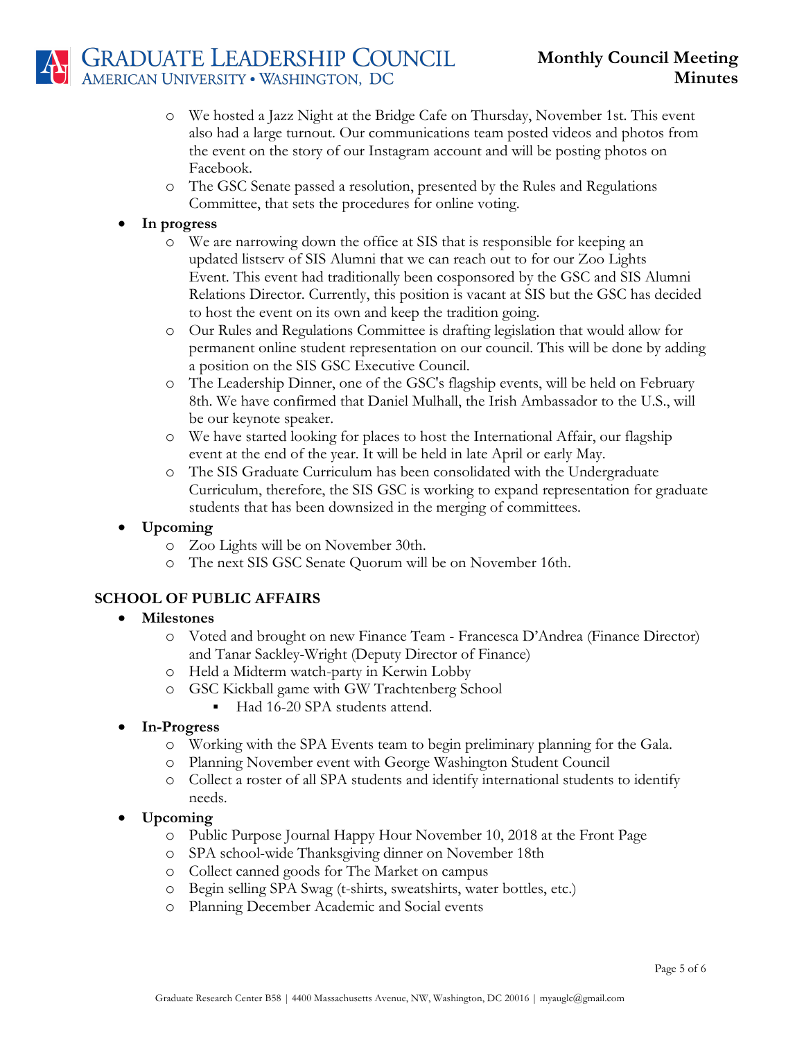- We hosted a Jazz Night at the Bridge Cafe on Thursday, November 1st. This event also had a large turnout. Our communications team posted videos and photos from the event on the story of our Instagram account and will be posting photos on Facebook.
- The GSC Senate passed a resolution, presented by the Rules and Regulations Committee, that sets the procedures for online voting.

- **In progress**
  - We are narrowing down the office at SIS that is responsible for keeping an updated listserv of SIS Alumni that we can reach out to for our Zoo Lights Event. This event had traditionally been cosponsored by the GSC and SIS Alumni Relations Director. Currently, this position is vacant at SIS but the GSC has decided to host the event on its own and keep the tradition going.
  - Our Rules and Regulations Committee is drafting legislation that would allow for permanent online student representation on our council. This will be done by adding a position on the SIS GSC Executive Council.
  - The Leadership Dinner, one of the GSC's flagship events, will be held on February 8th. We have confirmed that Daniel Mulhall, the Irish Ambassador to the U.S., will be our keynote speaker.
  - We have started looking for places to host the International Affair, our flagship event at the end of the year. It will be held in late April or early May.
  - The SIS Graduate Curriculum has been consolidated with the Undergraduate Curriculum, therefore, the SIS GSC is working to expand representation for graduate students that has been downsized in the merging of committees.
- **Upcoming**
  - Zoo Lights will be on November 30th.
  - The next SIS GSC Senate Quorum will be on November 16th.

**SCHOOL OF PUBLIC AFFAIRS**

- **Milestones**
  - Voted and brought on new Finance Team - Francesca D'Andrea (Finance Director) and Tanar Sackley-Wright (Deputy Director of Finance)
  - Held a Midterm watch-party in Kerwin Lobby
  - GSC Kickball game with GW Trachtenberg School
    - Had 16-20 SPA students attend.
- **In-Progress**
  - Working with the SPA Events team to begin preliminary planning for the Gala.
  - Planning November event with George Washington Student Council
  - Collect a roster of all SPA students and identify international students to identify needs.
- **Upcoming**
  - Public Purpose Journal Happy Hour November 10, 2018 at the Front Page
  - SPA school-wide Thanksgiving dinner on November 18th
  - Collect canned goods for The Market on campus
  - Begin selling SPA Swag (t-shirts, sweatshirts, water bottles, etc.)
  - Planning December Academic and Social events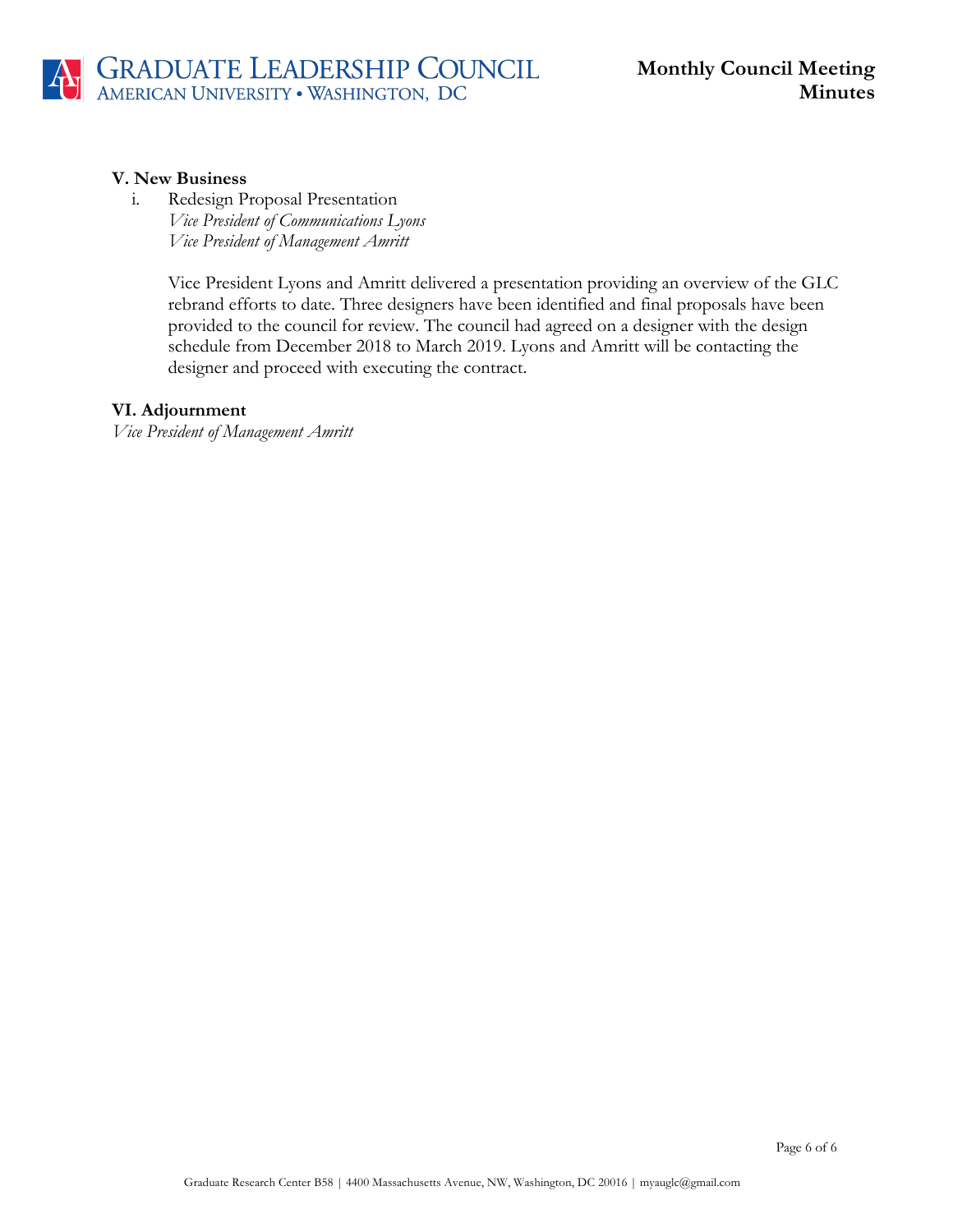### V. New Business

i. Redesign Proposal Presentation
*Vice President of Communications Lyons*
*Vice President of Management Amritt*

Vice President Lyons and Amritt delivered a presentation providing an overview of the GLC rebrand efforts to date. Three designers have been identified and final proposals have been provided to the council for review. The council had agreed on a designer with the design schedule from December 2018 to March 2019. Lyons and Amritt will be contacting the designer and proceed with executing the contract.

### VI. Adjournment

*Vice President of Management Amritt*